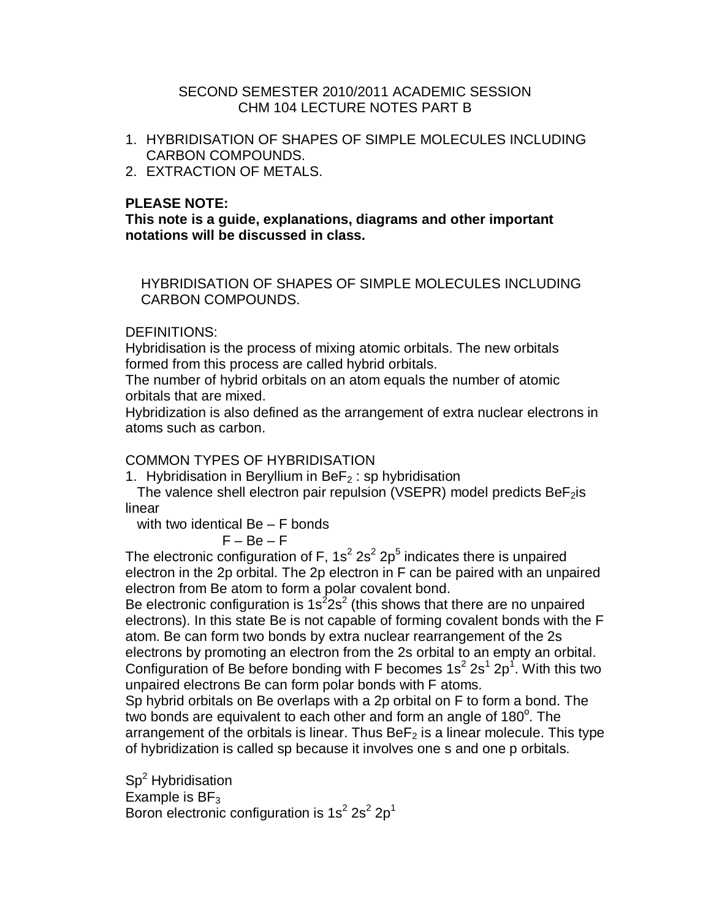SECOND SEMESTER 2010/2011 ACADEMIC SESSION
CHM 104 LECTURE NOTES PART B

1. HYBRIDISATION OF SHAPES OF SIMPLE MOLECULES INCLUDING CARBON COMPOUNDS.
2. EXTRACTION OF METALS.

**PLEASE NOTE:**
**This note is a guide, explanations, diagrams and other important notations will be discussed in class.**

## HYBRIDISATION OF SHAPES OF SIMPLE MOLECULES INCLUDING CARBON COMPOUNDS.

DEFINITIONS:
Hybridisation is the process of mixing atomic orbitals. The new orbitals formed from this process are called hybrid orbitals.
The number of hybrid orbitals on an atom equals the number of atomic orbitals that are mixed.
Hybridization is also defined as the arrangement of extra nuclear electrons in atoms such as carbon.

COMMON TYPES OF HYBRIDISATION

1. Hybridisation in Beryllium in $BeF_2$ : sp hybridisation

The valence shell electron pair repulsion (VSEPR) model predicts $BeF_2$is linear
with two identical Be – F bonds

F – Be – F

The electronic configuration of F, $1s^2\ 2s^2\ 2p^5$ indicates there is unpaired electron in the 2p orbital. The 2p electron in F can be paired with an unpaired electron from Be atom to form a polar covalent bond.
Be electronic configuration is $1s^2 2s^2$ (this shows that there are no unpaired electrons). In this state Be is not capable of forming covalent bonds with the F atom. Be can form two bonds by extra nuclear rearrangement of the 2s electrons by promoting an electron from the 2s orbital to an empty an orbital. Configuration of Be before bonding with F becomes $1s^2\ 2s^1\ 2p^1$. With this two unpaired electrons Be can form polar bonds with F atoms.
Sp hybrid orbitals on Be overlaps with a 2p orbital on F to form a bond. The two bonds are equivalent to each other and form an angle of $180^o$. The arrangement of the orbitals is linear. Thus $BeF_2$ is a linear molecule. This type of hybridization is called sp because it involves one s and one p orbitals.

$Sp^2$ Hybridisation
Example is $BF_3$
Boron electronic configuration is $1s^2\ 2s^2\ 2p^1$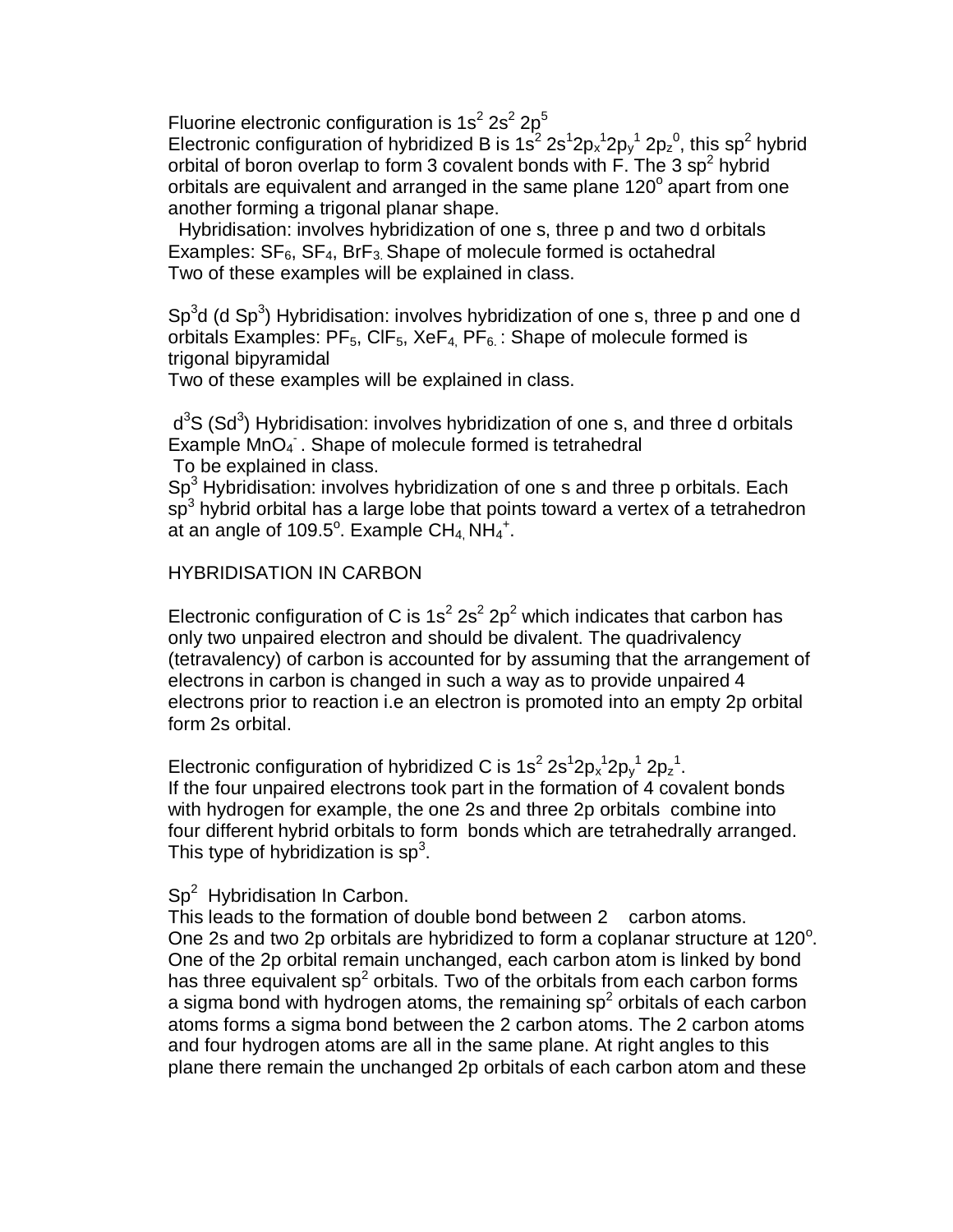Fluorine electronic configuration is $1s^2\ 2s^2\ 2p^5$

Electronic configuration of hybridized B is $1s^2\ 2s^1 2p_x^1 2p_y^1\ 2p_z^0$, this $sp^2$ hybrid orbital of boron overlap to form 3 covalent bonds with F. The 3 $sp^2$ hybrid orbitals are equivalent and arranged in the same plane $120^o$ apart from one another forming a trigonal planar shape.

Hybridisation: involves hybridization of one s, three p and two d orbitals Examples: $SF_6$, $SF_4$, $BrF_3$. Shape of molecule formed is octahedral

Two of these examples will be explained in class.

$Sp^3d$ ($d\ Sp^3$) Hybridisation: involves hybridization of one s, three p and one d orbitals Examples: $PF_5$, $ClF_5$, $XeF_4$, $PF_6$. : Shape of molecule formed is trigonal bipyramidal

Two of these examples will be explained in class.

$d^3S$ ($Sd^3$) Hybridisation: involves hybridization of one s, and three d orbitals Example $MnO_4^-$. Shape of molecule formed is tetrahedral

To be explained in class.

$Sp^3$ Hybridisation: involves hybridization of one s and three p orbitals. Each $sp^3$ hybrid orbital has a large lobe that points toward a vertex of a tetrahedron at an angle of $109.5^o$. Example $CH_4$, $NH_4^+$.

## HYBRIDISATION IN CARBON

Electronic configuration of C is $1s^2\ 2s^2\ 2p^2$ which indicates that carbon has only two unpaired electron and should be divalent. The quadrivalency (tetravalency) of carbon is accounted for by assuming that the arrangement of electrons in carbon is changed in such a way as to provide unpaired 4 electrons prior to reaction i.e an electron is promoted into an empty 2p orbital form 2s orbital.

Electronic configuration of hybridized C is $1s^2\ 2s^1 2p_x^1 2p_y^1\ 2p_z^1$.

If the four unpaired electrons took part in the formation of 4 covalent bonds with hydrogen for example, the one 2s and three 2p orbitals combine into four different hybrid orbitals to form bonds which are tetrahedrally arranged. This type of hybridization is $sp^3$.

### $Sp^2$ Hybridisation In Carbon.

This leads to the formation of double bond between 2 carbon atoms.

One 2s and two 2p orbitals are hybridized to form a coplanar structure at $120^o$. One of the 2p orbital remain unchanged, each carbon atom is linked by bond has three equivalent $sp^2$ orbitals. Two of the orbitals from each carbon forms a sigma bond with hydrogen atoms, the remaining $sp^2$ orbitals of each carbon atoms forms a sigma bond between the 2 carbon atoms. The 2 carbon atoms and four hydrogen atoms are all in the same plane. At right angles to this plane there remain the unchanged 2p orbitals of each carbon atom and these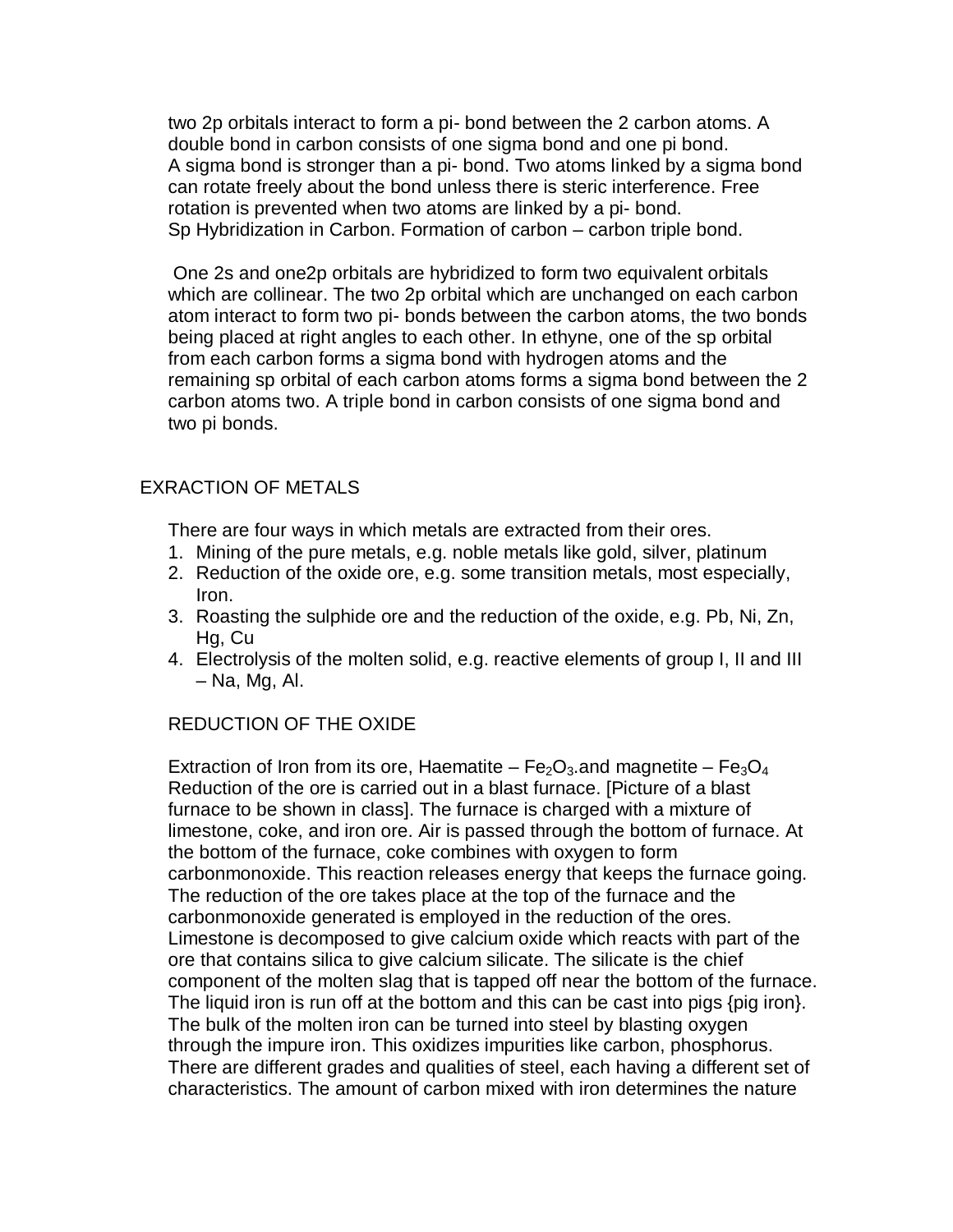two 2p orbitals interact to form a pi- bond between the 2 carbon atoms. A double bond in carbon consists of one sigma bond and one pi bond.
A sigma bond is stronger than a pi- bond. Two atoms linked by a sigma bond can rotate freely about the bond unless there is steric interference. Free rotation is prevented when two atoms are linked by a pi- bond.
Sp Hybridization in Carbon. Formation of carbon – carbon triple bond.

One 2s and one2p orbitals are hybridized to form two equivalent orbitals which are collinear. The two 2p orbital which are unchanged on each carbon atom interact to form two pi- bonds between the carbon atoms, the two bonds being placed at right angles to each other. In ethyne, one of the sp orbital from each carbon forms a sigma bond with hydrogen atoms and the remaining sp orbital of each carbon atoms forms a sigma bond between the 2 carbon atoms two. A triple bond in carbon consists of one sigma bond and two pi bonds.

## EXRACTION OF METALS

There are four ways in which metals are extracted from their ores.

1. Mining of the pure metals, e.g. noble metals like gold, silver, platinum
2. Reduction of the oxide ore, e.g. some transition metals, most especially, Iron.
3. Roasting the sulphide ore and the reduction of the oxide, e.g. Pb, Ni, Zn, Hg, Cu
4. Electrolysis of the molten solid, e.g. reactive elements of group I, II and III – Na, Mg, Al.

### REDUCTION OF THE OXIDE

Extraction of Iron from its ore, Haematite – $Fe_2O_3$.and magnetite – $Fe_3O_4$
Reduction of the ore is carried out in a blast furnace. [Picture of a blast furnace to be shown in class]. The furnace is charged with a mixture of limestone, coke, and iron ore. Air is passed through the bottom of furnace. At the bottom of the furnace, coke combines with oxygen to form carbonmonoxide. This reaction releases energy that keeps the furnace going. The reduction of the ore takes place at the top of the furnace and the carbonmonoxide generated is employed in the reduction of the ores. Limestone is decomposed to give calcium oxide which reacts with part of the ore that contains silica to give calcium silicate. The silicate is the chief component of the molten slag that is tapped off near the bottom of the furnace. The liquid iron is run off at the bottom and this can be cast into pigs {pig iron}. The bulk of the molten iron can be turned into steel by blasting oxygen through the impure iron. This oxidizes impurities like carbon, phosphorus. There are different grades and qualities of steel, each having a different set of characteristics. The amount of carbon mixed with iron determines the nature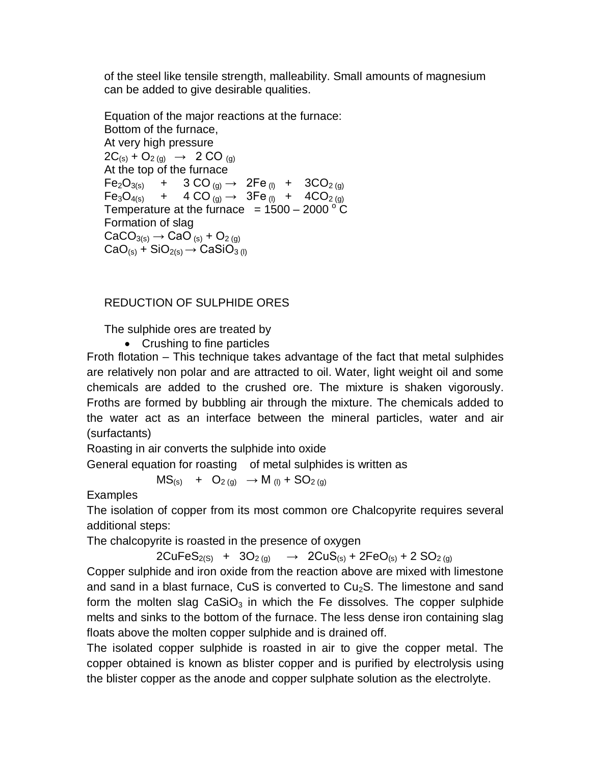of the steel like tensile strength, malleability. Small amounts of magnesium can be added to give desirable qualities.

Equation of the major reactions at the furnace:
Bottom of the furnace,
At very high pressure

$2C_{(s)} + O_{2\,(g)} \rightarrow 2\,CO_{(g)}$

At the top of the furnace

$Fe_2O_{3(s)} + 3\,CO_{(g)} \rightarrow 2Fe_{(l)} + 3CO_{2\,(g)}$

$Fe_3O_{4(s)} + 4\,CO_{(g)} \rightarrow 3Fe_{(l)} + 4CO_{2\,(g)}$

Temperature at the furnace = 1500 – 2000 $^{o}$C

Formation of slag

$CaCO_{3(s)} \rightarrow CaO_{(s)} + O_{2\,(g)}$

$CaO_{(s)} + SiO_{2(s)} \rightarrow CaSiO_{3\,(l)}$

REDUCTION OF SULPHIDE ORES

The sulphide ores are treated by

- Crushing to fine particles

Froth flotation – This technique takes advantage of the fact that metal sulphides are relatively non polar and are attracted to oil. Water, light weight oil and some chemicals are added to the crushed ore. The mixture is shaken vigorously. Froths are formed by bubbling air through the mixture. The chemicals added to the water act as an interface between the mineral particles, water and air (surfactants)

Roasting in air converts the sulphide into oxide

General equation for roasting of metal sulphides is written as

$$MS_{(s)} + O_{2\,(g)} \rightarrow M_{(l)} + SO_{2\,(g)}$$

Examples

The isolation of copper from its most common ore Chalcopyrite requires several additional steps:

The chalcopyrite is roasted in the presence of oxygen

$$2CuFeS_{2(S)} + 3O_{2\,(g)} \rightarrow 2CuS_{(s)} + 2FeO_{(s)} + 2\,SO_{2\,(g)}$$

Copper sulphide and iron oxide from the reaction above are mixed with limestone and sand in a blast furnace, CuS is converted to $Cu_2S$. The limestone and sand form the molten slag $CaSiO_3$ in which the Fe dissolves. The copper sulphide melts and sinks to the bottom of the furnace. The less dense iron containing slag floats above the molten copper sulphide and is drained off.

The isolated copper sulphide is roasted in air to give the copper metal. The copper obtained is known as blister copper and is purified by electrolysis using the blister copper as the anode and copper sulphate solution as the electrolyte.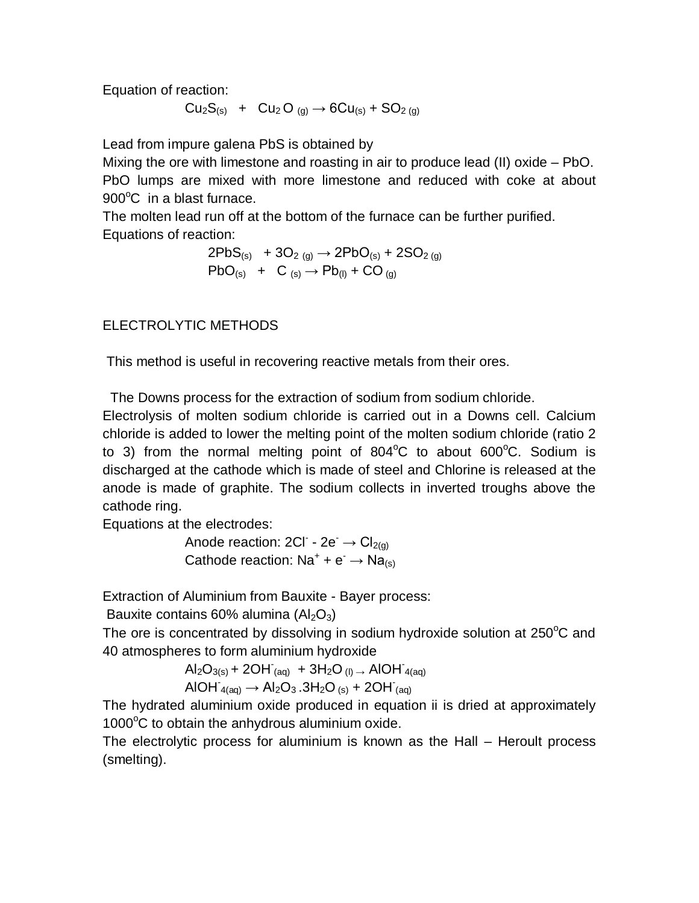Equation of reaction:

$$Cu_2S_{(s)} \quad + \quad Cu_2O_{(g)} \rightarrow 6Cu_{(s)} + SO_{2\ (g)}$$

Lead from impure galena PbS is obtained by
Mixing the ore with limestone and roasting in air to produce lead (II) oxide – PbO.
PbO lumps are mixed with more limestone and reduced with coke at about 900°C in a blast furnace.
The molten lead run off at the bottom of the furnace can be further purified.
Equations of reaction:

$$2PbS_{(s)} \quad + 3O_{2\ (g)} \rightarrow 2PbO_{(s)} + 2SO_{2\ (g)}$$

$$PbO_{(s)} \quad + \quad C_{\ (s)} \rightarrow Pb_{(l)} + CO_{\ (g)}$$

ELECTROLYTIC METHODS

This method is useful in recovering reactive metals from their ores.

The Downs process for the extraction of sodium from sodium chloride.
Electrolysis of molten sodium chloride is carried out in a Downs cell. Calcium chloride is added to lower the melting point of the molten sodium chloride (ratio 2 to 3) from the normal melting point of 804°C to about 600°C. Sodium is discharged at the cathode which is made of steel and Chlorine is released at the anode is made of graphite. The sodium collects in inverted troughs above the cathode ring.
Equations at the electrodes:

Anode reaction: $2Cl^- - 2e^- \rightarrow Cl_{2(g)}$

Cathode reaction: $Na^+ + e^- \rightarrow Na_{(s)}$

Extraction of Aluminium from Bauxite - Bayer process:
Bauxite contains 60% alumina ($Al_2O_3$)
The ore is concentrated by dissolving in sodium hydroxide solution at 250°C and 40 atmospheres to form aluminium hydroxide

$$Al_2O_{3(s)} + 2OH^-_{(aq)} \ + 3H_2O_{\ (l)} \rightarrow AlOH^-_{4(aq)}$$

$$AlOH^-_{4(aq)} \rightarrow Al_2O_3 .3H_2O_{\ (s)} + 2OH^-_{(aq)}$$

The hydrated aluminium oxide produced in equation ii is dried at approximately 1000°C to obtain the anhydrous aluminium oxide.
The electrolytic process for aluminium is known as the Hall – Heroult process (smelting).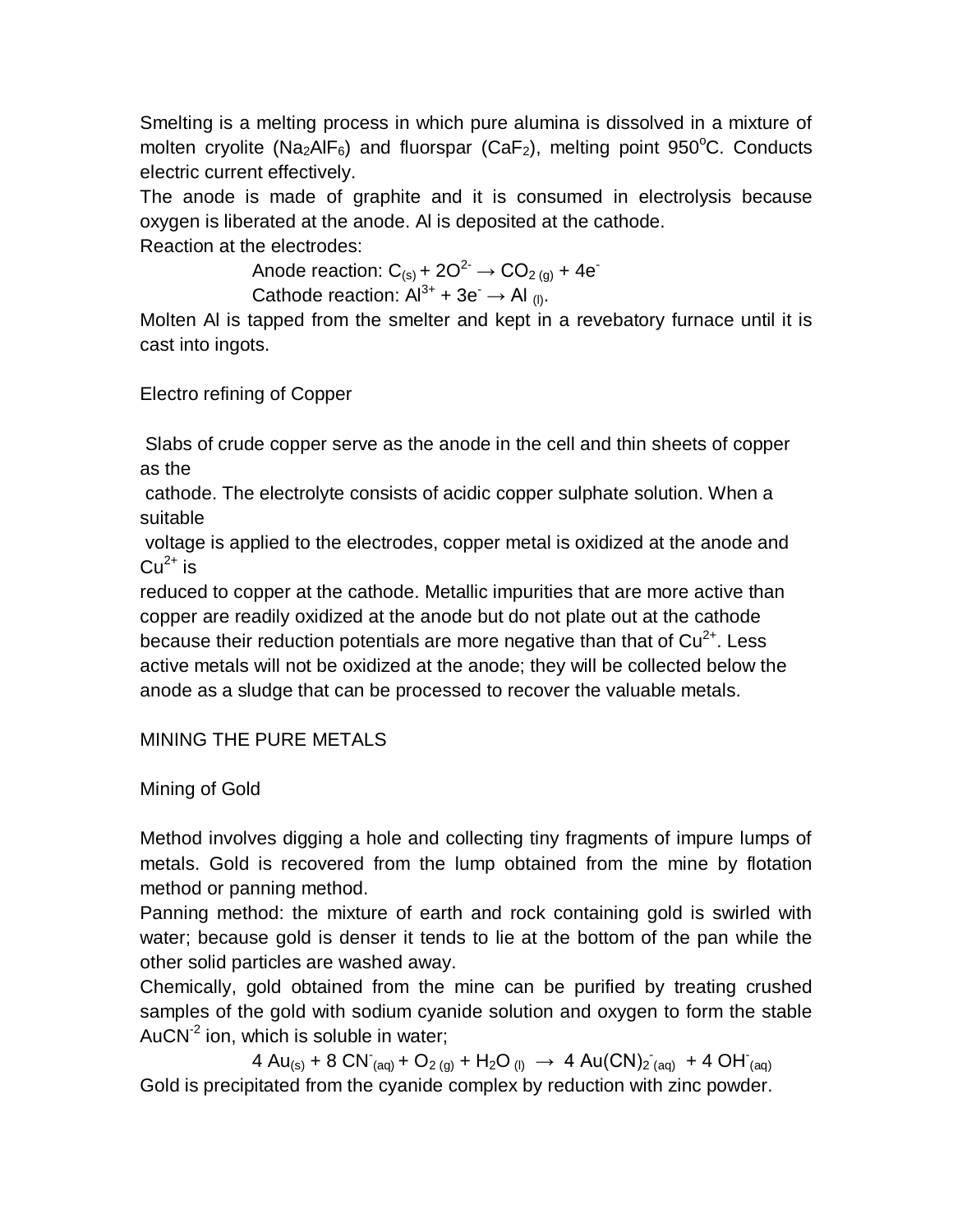Smelting is a melting process in which pure alumina is dissolved in a mixture of molten cryolite ($Na_2AlF_6$) and fluorspar ($CaF_2$), melting point 950$^oC$. Conducts electric current effectively.

The anode is made of graphite and it is consumed in electrolysis because oxygen is liberated at the anode. Al is deposited at the cathode.

Reaction at the electrodes:

$$\text{Anode reaction: } C_{(s)} + 2O^{2-} \rightarrow CO_{2\,(g)} + 4e^-$$

$$\text{Cathode reaction: } Al^{3+} + 3e^- \rightarrow Al_{(l)}.$$

Molten Al is tapped from the smelter and kept in a revebatory furnace until it is cast into ingots.

Electro refining of Copper

Slabs of crude copper serve as the anode in the cell and thin sheets of copper as the cathode. The electrolyte consists of acidic copper sulphate solution. When a suitable voltage is applied to the electrodes, copper metal is oxidized at the anode and $Cu^{2+}$ is reduced to copper at the cathode. Metallic impurities that are more active than copper are readily oxidized at the anode but do not plate out at the cathode because their reduction potentials are more negative than that of $Cu^{2+}$. Less active metals will not be oxidized at the anode; they will be collected below the anode as a sludge that can be processed to recover the valuable metals.

MINING THE PURE METALS

Mining of Gold

Method involves digging a hole and collecting tiny fragments of impure lumps of metals. Gold is recovered from the lump obtained from the mine by flotation method or panning method.

Panning method: the mixture of earth and rock containing gold is swirled with water; because gold is denser it tends to lie at the bottom of the pan while the other solid particles are washed away.

Chemically, gold obtained from the mine can be purified by treating crushed samples of the gold with sodium cyanide solution and oxygen to form the stable $AuCN^{-2}$ ion, which is soluble in water;

$$4\,Au_{(s)} + 8\,CN^-_{(aq)} + O_{2\,(g)} + H_2O_{(l)} \rightarrow 4\,Au(CN)_2{}^-_{(aq)} + 4\,OH^-_{(aq)}$$

Gold is precipitated from the cyanide complex by reduction with zinc powder.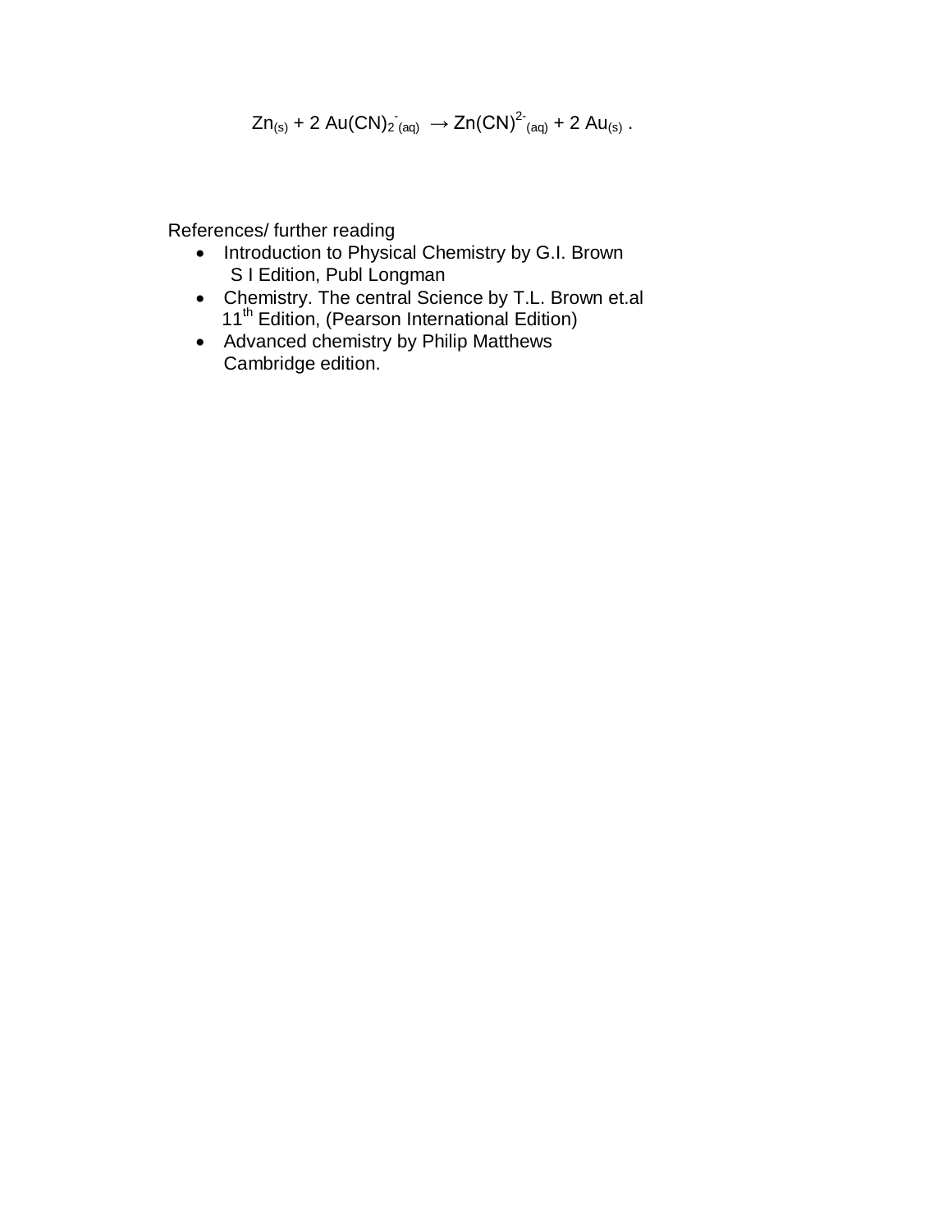$$Zn_{(s)} + 2\ Au(CN)_2{}^-{}_{(aq)} \rightarrow Zn(CN)^{2-}{}_{(aq)} + 2\ Au_{(s)}\ .$$

References/ further reading

- Introduction to Physical Chemistry by G.I. Brown
  S I Edition, Publ Longman
- Chemistry. The central Science by T.L. Brown et.al
  11th Edition, (Pearson International Edition)
- Advanced chemistry by Philip Matthews
  Cambridge edition.